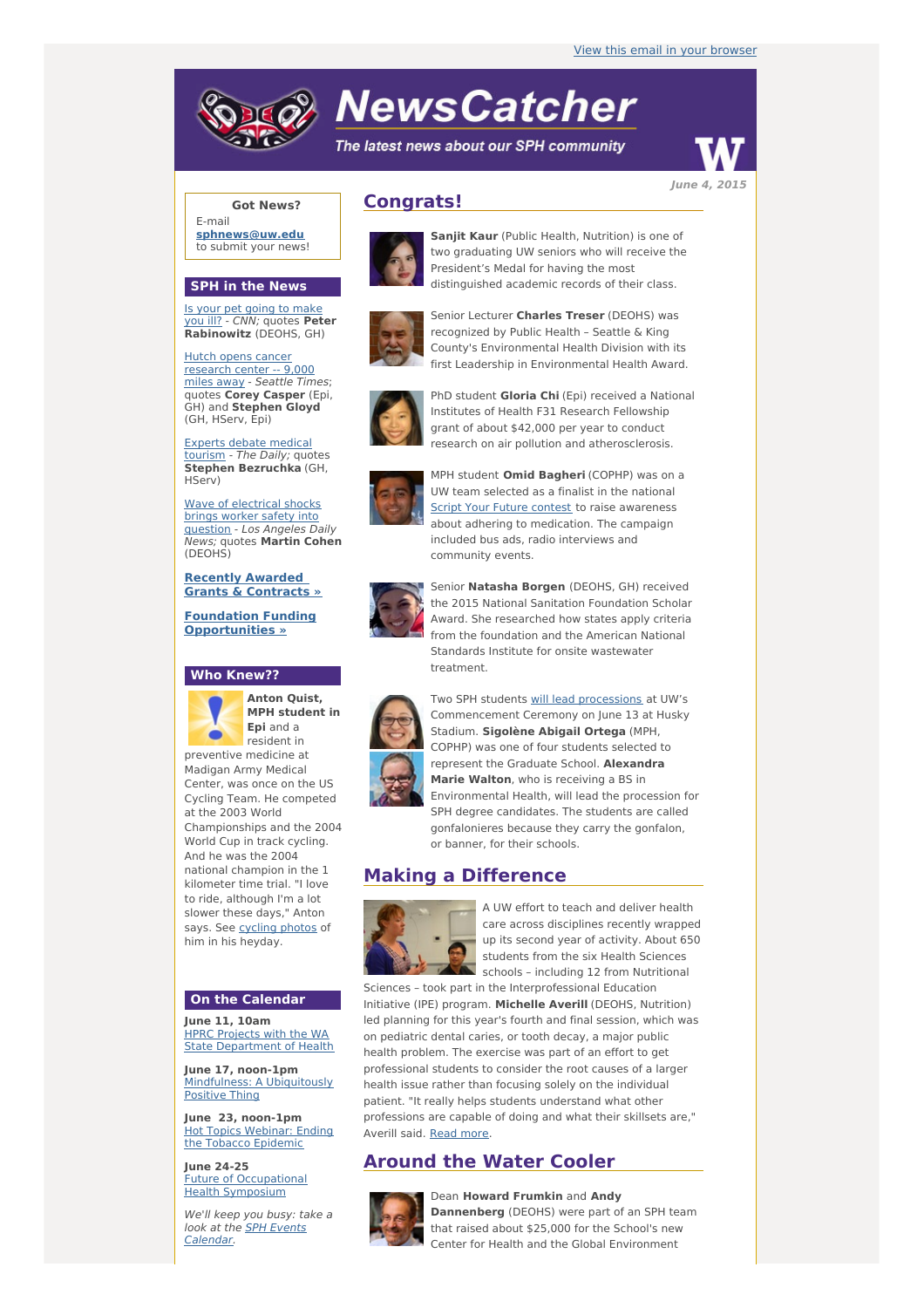View this email in your browser

# NewsCatcher

*The latest news about our SPH community*

*June 4, 2015*

**Got News?**

E-mail **sphnews@uw.edu** to submit your news!

## SPH in the News

Is your pet going to make you ill? - *CNN;* quotes **Peter Rabinowitz** (DEOHS, GH)

Hutch opens cancer research center -- 9,000 miles away - *Seattle Times*; quotes **Corey Casper** (Epi, GH) and **Stephen Gloyd** (GH, HServ, Epi)

Experts debate medical tourism - *The Daily;* quotes **Stephen Bezruchka** (GH, HServ)

Wave of electrical shocks brings worker safety into question - *Los Angeles Daily News;* quotes **Martin Cohen** (DEOHS)

**Recently Awarded Grants & Contracts »**

**Foundation Funding Opportunities »**

## Who Knew??

**Anton Quist, MPH student in Epi** and a resident in preventive medicine at Madigan Army Medical Center, was once on the US Cycling Team. He competed at the 2003 World Championships and the 2004 World Cup in track cycling. And he was the 2004 national champion in the 1 kilometer time trial. "I love to ride, although I'm a lot slower these days," Anton says. See cycling photos of him in his heyday.

## On the Calendar

**June 11, 10am**
HPRC Projects with the WA State Department of Health

**June 17, noon-1pm**
Mindfulness: A Ubiquitously Positive Thing

**June 23, noon-1pm**
Hot Topics Webinar: Ending the Tobacco Epidemic

**June 24-25**
Future of Occupational Health Symposium

*We'll keep you busy: take a look at the SPH Events Calendar.*

## Congrats!

**Sanjit Kaur** (Public Health, Nutrition) is one of two graduating UW seniors who will receive the President's Medal for having the most distinguished academic records of their class.

Senior Lecturer **Charles Treser** (DEOHS) was recognized by Public Health – Seattle & King County's Environmental Health Division with its first Leadership in Environmental Health Award.

PhD student **Gloria Chi** (Epi) received a National Institutes of Health F31 Research Fellowship grant of about $42,000 per year to conduct research on air pollution and atherosclerosis.

MPH student **Omid Bagheri** (COPHP) was on a UW team selected as a finalist in the national Script Your Future contest to raise awareness about adhering to medication. The campaign included bus ads, radio interviews and community events.

Senior **Natasha Borgen** (DEOHS, GH) received the 2015 National Sanitation Foundation Scholar Award. She researched how states apply criteria from the foundation and the American National Standards Institute for onsite wastewater treatment.

Two SPH students will lead processions at UW's Commencement Ceremony on June 13 at Husky Stadium. **Sigolène Abigail Ortega** (MPH, COPHP) was one of four students selected to represent the Graduate School. **Alexandra Marie Walton**, who is receiving a BS in Environmental Health, will lead the procession for SPH degree candidates. The students are called gonfalonieres because they carry the gonfalon, or banner, for their schools.

## Making a Difference

A UW effort to teach and deliver health care across disciplines recently wrapped up its second year of activity. About 650 students from the six Health Sciences schools – including 12 from Nutritional Sciences – took part in the Interprofessional Education Initiative (IPE) program. **Michelle Averill** (DEOHS, Nutrition) led planning for this year's fourth and final session, which was on pediatric dental caries, or tooth decay, a major public health problem. The exercise was part of an effort to get professional students to consider the root causes of a larger health issue rather than focusing solely on the individual patient. "It really helps students understand what other professions are capable of doing and what their skillsets are," Averill said. Read more.

## Around the Water Cooler

Dean **Howard Frumkin** and **Andy Dannenberg** (DEOHS) were part of an SPH team that raised about $25,000 for the School's new Center for Health and the Global Environment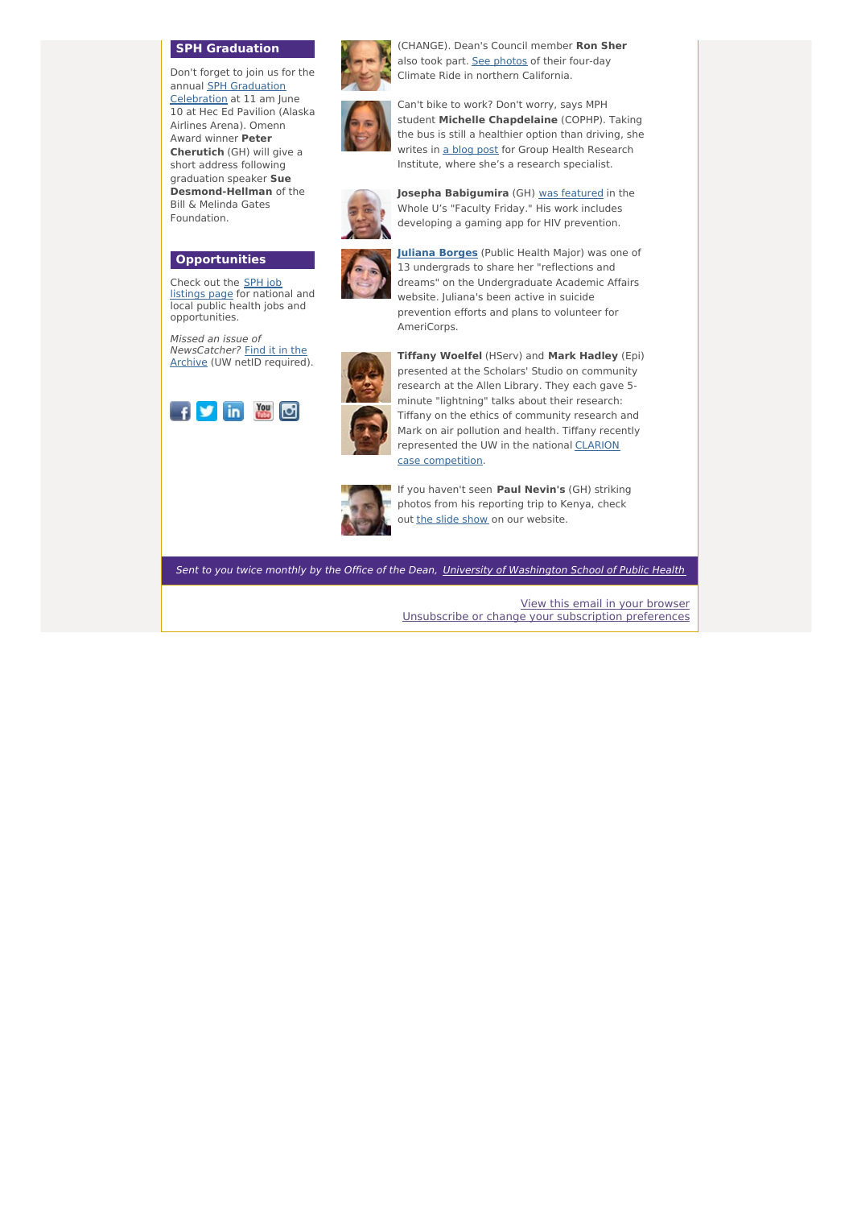## SPH Graduation

Don't forget to join us for the annual SPH Graduation Celebration at 11 am June 10 at Hec Ed Pavilion (Alaska Airlines Arena). Omenn Award winner **Peter Cherutich** (GH) will give a short address following graduation speaker **Sue Desmond-Hellman** of the Bill & Melinda Gates Foundation.

## Opportunities

Check out the SPH job listings page for national and local public health jobs and opportunities.

*Missed an issue of NewsCatcher?* Find it in the Archive (UW netID required).

(CHANGE). Dean's Council member **Ron Sher** also took part. See photos of their four-day Climate Ride in northern California.

Can't bike to work? Don't worry, says MPH student **Michelle Chapdelaine** (COPHP). Taking the bus is still a healthier option than driving, she writes in a blog post for Group Health Research Institute, where she's a research specialist.

**Josepha Babigumira** (GH) was featured in the Whole U's "Faculty Friday." His work includes developing a gaming app for HIV prevention.

**Juliana Borges** (Public Health Major) was one of 13 undergrads to share her "reflections and dreams" on the Undergraduate Academic Affairs website. Juliana's been active in suicide prevention efforts and plans to volunteer for AmeriCorps.

**Tiffany Woelfel** (HServ) and **Mark Hadley** (Epi) presented at the Scholars' Studio on community research at the Allen Library. They each gave 5-minute "lightning" talks about their research: Tiffany on the ethics of community research and Mark on air pollution and health. Tiffany recently represented the UW in the national CLARION case competition.

If you haven't seen **Paul Nevin's** (GH) striking photos from his reporting trip to Kenya, check out the slide show on our website.

*Sent to you twice monthly by the Office of the Dean, University of Washington School of Public Health*

View this email in your browser
Unsubscribe or change your subscription preferences